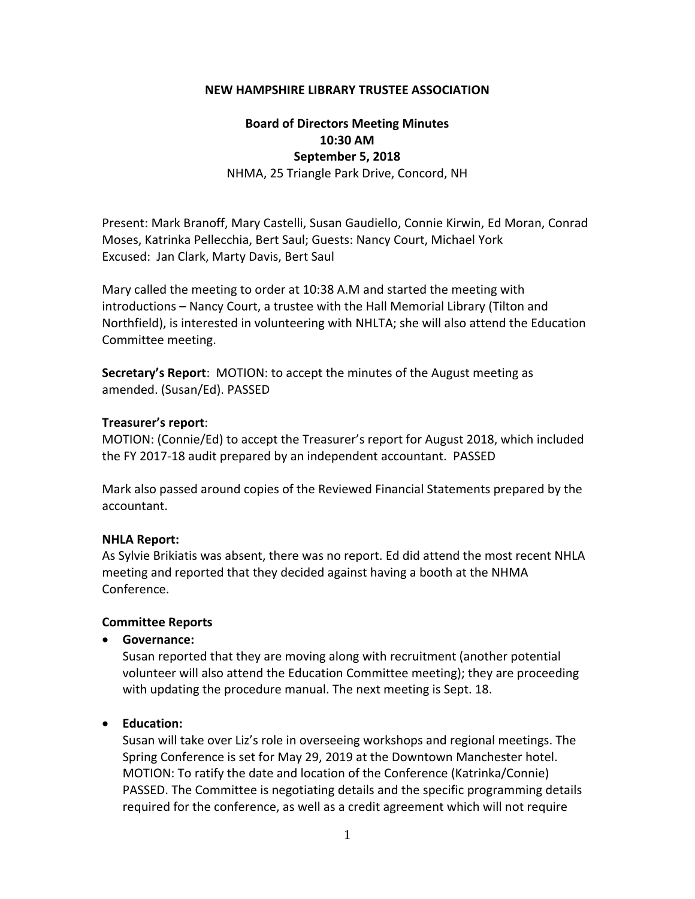**NEW HAMPSHIRE LIBRARY TRUSTEE ASSOCIATION**

**Board of Directors Meeting Minutes**
**10:30 AM**
**September 5, 2018**
NHMA, 25 Triangle Park Drive, Concord, NH

Present: Mark Branoff, Mary Castelli, Susan Gaudiello, Connie Kirwin, Ed Moran, Conrad Moses, Katrinka Pellecchia, Bert Saul; Guests: Nancy Court, Michael York
Excused: Jan Clark, Marty Davis, Bert Saul

Mary called the meeting to order at 10:38 A.M and started the meeting with introductions – Nancy Court, a trustee with the Hall Memorial Library (Tilton and Northfield), is interested in volunteering with NHLTA; she will also attend the Education Committee meeting.

**Secretary's Report**: MOTION: to accept the minutes of the August meeting as amended. (Susan/Ed). PASSED

**Treasurer's report**:
MOTION: (Connie/Ed) to accept the Treasurer's report for August 2018, which included the FY 2017-18 audit prepared by an independent accountant. PASSED

Mark also passed around copies of the Reviewed Financial Statements prepared by the accountant.

**NHLA Report:**
As Sylvie Brikiatis was absent, there was no report. Ed did attend the most recent NHLA meeting and reported that they decided against having a booth at the NHMA Conference.

**Committee Reports**

- **Governance:**
  Susan reported that they are moving along with recruitment (another potential volunteer will also attend the Education Committee meeting); they are proceeding with updating the procedure manual. The next meeting is Sept. 18.

- **Education:**
  Susan will take over Liz's role in overseeing workshops and regional meetings. The Spring Conference is set for May 29, 2019 at the Downtown Manchester hotel. MOTION: To ratify the date and location of the Conference (Katrinka/Connie) PASSED. The Committee is negotiating details and the specific programming details required for the conference, as well as a credit agreement which will not require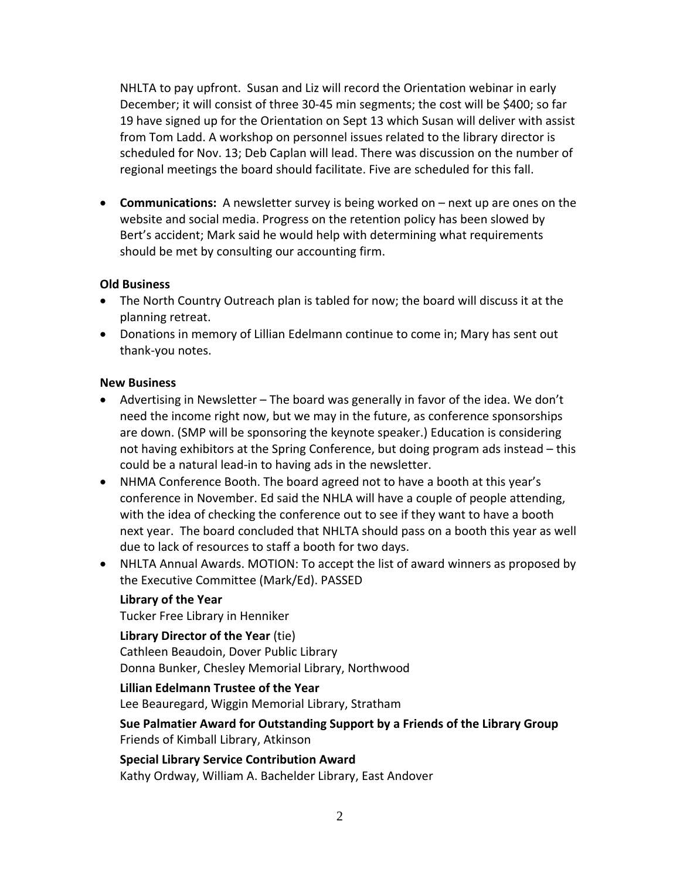NHLTA to pay upfront. Susan and Liz will record the Orientation webinar in early December; it will consist of three 30-45 min segments; the cost will be $400; so far 19 have signed up for the Orientation on Sept 13 which Susan will deliver with assist from Tom Ladd. A workshop on personnel issues related to the library director is scheduled for Nov. 13; Deb Caplan will lead. There was discussion on the number of regional meetings the board should facilitate. Five are scheduled for this fall.

- **Communications:** A newsletter survey is being worked on – next up are ones on the website and social media. Progress on the retention policy has been slowed by Bert's accident; Mark said he would help with determining what requirements should be met by consulting our accounting firm.

**Old Business**

- The North Country Outreach plan is tabled for now; the board will discuss it at the planning retreat.
- Donations in memory of Lillian Edelmann continue to come in; Mary has sent out thank-you notes.

**New Business**

- Advertising in Newsletter – The board was generally in favor of the idea. We don't need the income right now, but we may in the future, as conference sponsorships are down. (SMP will be sponsoring the keynote speaker.) Education is considering not having exhibitors at the Spring Conference, but doing program ads instead – this could be a natural lead-in to having ads in the newsletter.
- NHMA Conference Booth. The board agreed not to have a booth at this year's conference in November. Ed said the NHLA will have a couple of people attending, with the idea of checking the conference out to see if they want to have a booth next year. The board concluded that NHLTA should pass on a booth this year as well due to lack of resources to staff a booth for two days.
- NHLTA Annual Awards. MOTION: To accept the list of award winners as proposed by the Executive Committee (Mark/Ed). PASSED

  **Library of the Year**
  Tucker Free Library in Henniker

  **Library Director of the Year** (tie)
  Cathleen Beaudoin, Dover Public Library
  Donna Bunker, Chesley Memorial Library, Northwood

  **Lillian Edelmann Trustee of the Year**
  Lee Beauregard, Wiggin Memorial Library, Stratham

  **Sue Palmatier Award for Outstanding Support by a Friends of the Library Group**
  Friends of Kimball Library, Atkinson

  **Special Library Service Contribution Award**
  Kathy Ordway, William A. Bachelder Library, East Andover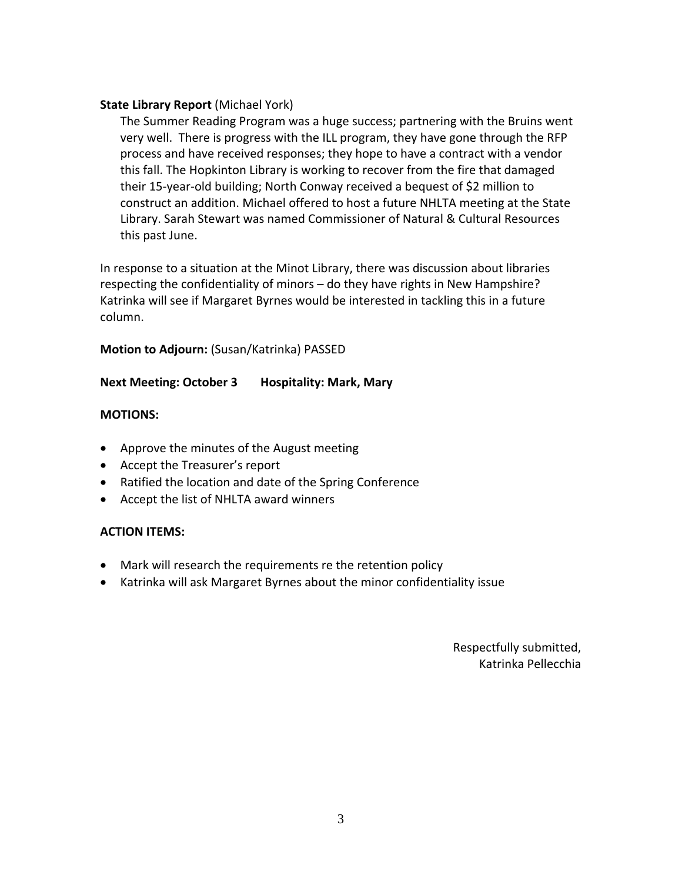**State Library Report** (Michael York)

The Summer Reading Program was a huge success; partnering with the Bruins went very well. There is progress with the ILL program, they have gone through the RFP process and have received responses; they hope to have a contract with a vendor this fall. The Hopkinton Library is working to recover from the fire that damaged their 15-year-old building; North Conway received a bequest of $2 million to construct an addition. Michael offered to host a future NHLTA meeting at the State Library. Sarah Stewart was named Commissioner of Natural & Cultural Resources this past June.

In response to a situation at the Minot Library, there was discussion about libraries respecting the confidentiality of minors – do they have rights in New Hampshire? Katrinka will see if Margaret Byrnes would be interested in tackling this in a future column.

**Motion to Adjourn:** (Susan/Katrinka) PASSED

**Next Meeting: October 3 Hospitality: Mark, Mary**

**MOTIONS:**

- Approve the minutes of the August meeting
- Accept the Treasurer's report
- Ratified the location and date of the Spring Conference
- Accept the list of NHLTA award winners

**ACTION ITEMS:**

- Mark will research the requirements re the retention policy
- Katrinka will ask Margaret Byrnes about the minor confidentiality issue

Respectfully submitted,
Katrinka Pellecchia